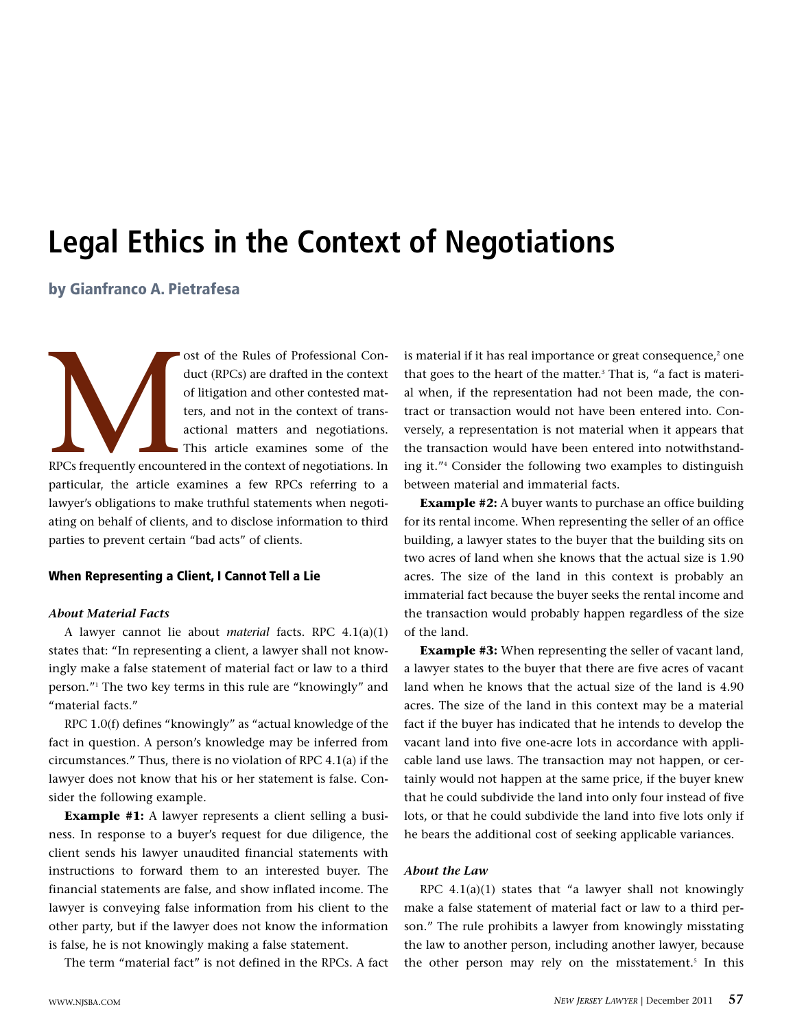# Legal Ethics in the Context of Negotiations

## by Gianfranco A. Pietrafesa

Most of the Rules of Professional Conduct (RPCs) are drafted in the context of litigation and other contested matters, and not in the context of transactional matters and negotiations. This article examines some of the RPCs frequently encountered in the context of negotiations. In particular, the article examines a few RPCs referring to a lawyer's obligations to make truthful statements when negotiating on behalf of clients, and to disclose information to third parties to prevent certain "bad acts" of clients.

### When Representing a Client, I Cannot Tell a Lie

#### *About Material Facts*

A lawyer cannot lie about *material* facts. RPC 4.1(a)(1) states that: "In representing a client, a lawyer shall not knowingly make a false statement of material fact or law to a third person."[1] The two key terms in this rule are "knowingly" and "material facts."

RPC 1.0(f) defines "knowingly" as "actual knowledge of the fact in question. A person's knowledge may be inferred from circumstances." Thus, there is no violation of RPC 4.1(a) if the lawyer does not know that his or her statement is false. Consider the following example.

**Example #1:** A lawyer represents a client selling a business. In response to a buyer's request for due diligence, the client sends his lawyer unaudited financial statements with instructions to forward them to an interested buyer. The financial statements are false, and show inflated income. The lawyer is conveying false information from his client to the other party, but if the lawyer does not know the information is false, he is not knowingly making a false statement.

The term "material fact" is not defined in the RPCs. A fact is material if it has real importance or great consequence,[2] one that goes to the heart of the matter.[3] That is, "a fact is material when, if the representation had not been made, the contract or transaction would not have been entered into. Conversely, a representation is not material when it appears that the transaction would have been entered into notwithstanding it."[4] Consider the following two examples to distinguish between material and immaterial facts.

**Example #2:** A buyer wants to purchase an office building for its rental income. When representing the seller of an office building, a lawyer states to the buyer that the building sits on two acres of land when she knows that the actual size is 1.90 acres. The size of the land in this context is probably an immaterial fact because the buyer seeks the rental income and the transaction would probably happen regardless of the size of the land.

**Example #3:** When representing the seller of vacant land, a lawyer states to the buyer that there are five acres of vacant land when he knows that the actual size of the land is 4.90 acres. The size of the land in this context may be a material fact if the buyer has indicated that he intends to develop the vacant land into five one-acre lots in accordance with applicable land use laws. The transaction may not happen, or certainly would not happen at the same price, if the buyer knew that he could subdivide the land into only four instead of five lots, or that he could subdivide the land into five lots only if he bears the additional cost of seeking applicable variances.

#### *About the Law*

RPC 4.1(a)(1) states that "a lawyer shall not knowingly make a false statement of material fact or law to a third person." The rule prohibits a lawyer from knowingly misstating the law to another person, including another lawyer, because the other person may rely on the misstatement.[5] In this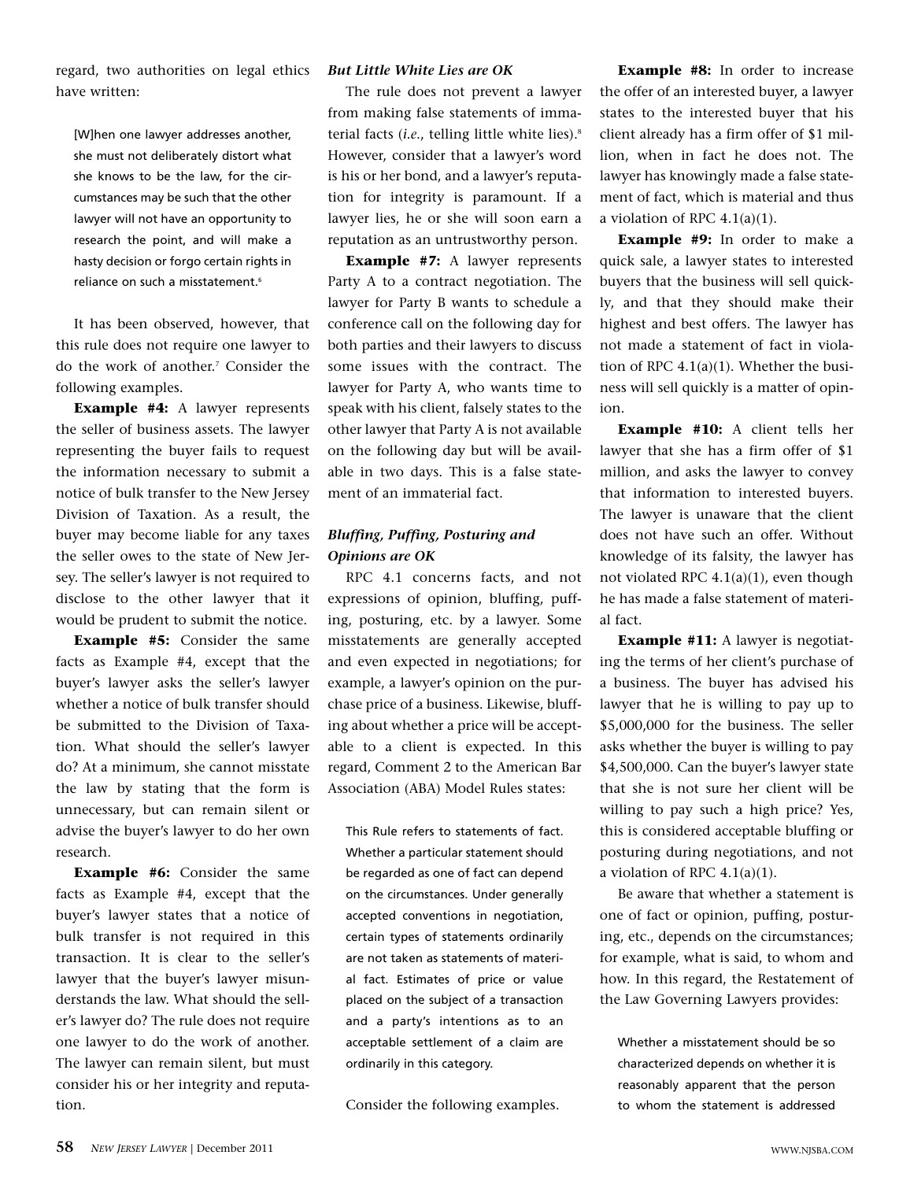regard, two authorities on legal ethics have written:

> [W]hen one lawyer addresses another, she must not deliberately distort what she knows to be the law, for the circumstances may be such that the other lawyer will not have an opportunity to research the point, and will make a hasty decision or forgo certain rights in reliance on such a misstatement.[6]

It has been observed, however, that this rule does not require one lawyer to do the work of another.[7] Consider the following examples.

**Example #4:** A lawyer represents the seller of business assets. The lawyer representing the buyer fails to request the information necessary to submit a notice of bulk transfer to the New Jersey Division of Taxation. As a result, the buyer may become liable for any taxes the seller owes to the state of New Jersey. The seller's lawyer is not required to disclose to the other lawyer that it would be prudent to submit the notice.

**Example #5:** Consider the same facts as Example #4, except that the buyer's lawyer asks the seller's lawyer whether a notice of bulk transfer should be submitted to the Division of Taxation. What should the seller's lawyer do? At a minimum, she cannot misstate the law by stating that the form is unnecessary, but can remain silent or advise the buyer's lawyer to do her own research.

**Example #6:** Consider the same facts as Example #4, except that the buyer's lawyer states that a notice of bulk transfer is not required in this transaction. It is clear to the seller's lawyer that the buyer's lawyer misunderstands the law. What should the seller's lawyer do? The rule does not require one lawyer to do the work of another. The lawyer can remain silent, but must consider his or her integrity and reputation.

### *But Little White Lies are OK*

The rule does not prevent a lawyer from making false statements of immaterial facts (*i.e.*, telling little white lies).[8] However, consider that a lawyer's word is his or her bond, and a lawyer's reputation for integrity is paramount. If a lawyer lies, he or she will soon earn a reputation as an untrustworthy person.

**Example #7:** A lawyer represents Party A to a contract negotiation. The lawyer for Party B wants to schedule a conference call on the following day for both parties and their lawyers to discuss some issues with the contract. The lawyer for Party A, who wants time to speak with his client, falsely states to the other lawyer that Party A is not available on the following day but will be available in two days. This is a false statement of an immaterial fact.

### *Bluffing, Puffing, Posturing and Opinions are OK*

RPC 4.1 concerns facts, and not expressions of opinion, bluffing, puffing, posturing, etc. by a lawyer. Some misstatements are generally accepted and even expected in negotiations; for example, a lawyer's opinion on the purchase price of a business. Likewise, bluffing about whether a price will be acceptable to a client is expected. In this regard, Comment 2 to the American Bar Association (ABA) Model Rules states:

> This Rule refers to statements of fact. Whether a particular statement should be regarded as one of fact can depend on the circumstances. Under generally accepted conventions in negotiation, certain types of statements ordinarily are not taken as statements of material fact. Estimates of price or value placed on the subject of a transaction and a party's intentions as to an acceptable settlement of a claim are ordinarily in this category.

Consider the following examples.

**Example #8:** In order to increase the offer of an interested buyer, a lawyer states to the interested buyer that his client already has a firm offer of $1 million, when in fact he does not. The lawyer has knowingly made a false statement of fact, which is material and thus a violation of RPC 4.1(a)(1).

**Example #9:** In order to make a quick sale, a lawyer states to interested buyers that the business will sell quickly, and that they should make their highest and best offers. The lawyer has not made a statement of fact in violation of RPC 4.1(a)(1). Whether the business will sell quickly is a matter of opinion.

**Example #10:** A client tells her lawyer that she has a firm offer of $1 million, and asks the lawyer to convey that information to interested buyers. The lawyer is unaware that the client does not have such an offer. Without knowledge of its falsity, the lawyer has not violated RPC 4.1(a)(1), even though he has made a false statement of material fact.

**Example #11:** A lawyer is negotiating the terms of her client's purchase of a business. The buyer has advised his lawyer that he is willing to pay up to $5,000,000 for the business. The seller asks whether the buyer is willing to pay $4,500,000. Can the buyer's lawyer state that she is not sure her client will be willing to pay such a high price? Yes, this is considered acceptable bluffing or posturing during negotiations, and not a violation of RPC 4.1(a)(1).

Be aware that whether a statement is one of fact or opinion, puffing, posturing, etc., depends on the circumstances; for example, what is said, to whom and how. In this regard, the Restatement of the Law Governing Lawyers provides:

> Whether a misstatement should be so characterized depends on whether it is reasonably apparent that the person to whom the statement is addressed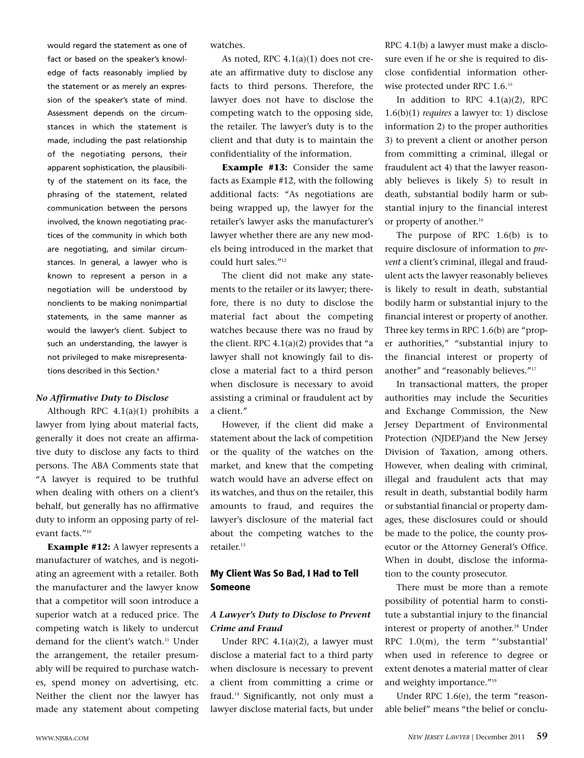would regard the statement as one of fact or based on the speaker's knowledge of facts reasonably implied by the statement or as merely an expression of the speaker's state of mind. Assessment depends on the circumstances in which the statement is made, including the past relationship of the negotiating persons, their apparent sophistication, the plausibility of the statement on its face, the phrasing of the statement, related communication between the persons involved, the known negotiating practices of the community in which both are negotiating, and similar circumstances. In general, a lawyer who is known to represent a person in a negotiation will be understood by nonclients to be making nonimpartial statements, in the same manner as would the lawyer's client. Subject to such an understanding, the lawyer is not privileged to make misrepresentations described in this Section.[9]

### *No Affirmative Duty to Disclose*

Although RPC 4.1(a)(1) prohibits a lawyer from lying about material facts, generally it does not create an affirmative duty to disclose any facts to third persons. The ABA Comments state that "A lawyer is required to be truthful when dealing with others on a client's behalf, but generally has no affirmative duty to inform an opposing party of relevant facts."[10]

**Example #12:** A lawyer represents a manufacturer of watches, and is negotiating an agreement with a retailer. Both the manufacturer and the lawyer know that a competitor will soon introduce a superior watch at a reduced price. The competing watch is likely to undercut demand for the client's watch.[11] Under the arrangement, the retailer presumably will be required to purchase watches, spend money on advertising, etc. Neither the client nor the lawyer has made any statement about competing watches.

As noted, RPC 4.1(a)(1) does not create an affirmative duty to disclose any facts to third persons. Therefore, the lawyer does not have to disclose the competing watch to the opposing side, the retailer. The lawyer's duty is to the client and that duty is to maintain the confidentiality of the information.

**Example #13:** Consider the same facts as Example #12, with the following additional facts: "As negotiations are being wrapped up, the lawyer for the retailer's lawyer asks the manufacturer's lawyer whether there are any new models being introduced in the market that could hurt sales."[12]

The client did not make any statements to the retailer or its lawyer; therefore, there is no duty to disclose the material fact about the competing watches because there was no fraud by the client. RPC 4.1(a)(2) provides that "a lawyer shall not knowingly fail to disclose a material fact to a third person when disclosure is necessary to avoid assisting a criminal or fraudulent act by a client."

However, if the client did make a statement about the lack of competition or the quality of the watches on the market, and knew that the competing watch would have an adverse effect on its watches, and thus on the retailer, this amounts to fraud, and requires the lawyer's disclosure of the material fact about the competing watches to the retailer.[13]

## My Client Was So Bad, I Had to Tell Someone

### *A Lawyer's Duty to Disclose to Prevent Crime and Fraud*

Under RPC 4.1(a)(2), a lawyer must disclose a material fact to a third party when disclosure is necessary to prevent a client from committing a crime or fraud.[14] Significantly, not only must a lawyer disclose material facts, but under RPC 4.1(b) a lawyer must make a disclosure even if he or she is required to disclose confidential information otherwise protected under RPC 1.6.[15]

In addition to RPC 4.1(a)(2), RPC 1.6(b)(1) *requires* a lawyer to: 1) disclose information 2) to the proper authorities 3) to prevent a client or another person from committing a criminal, illegal or fraudulent act 4) that the lawyer reasonably believes is likely 5) to result in death, substantial bodily harm or substantial injury to the financial interest or property of another.[16]

The purpose of RPC 1.6(b) is to require disclosure of information to *prevent* a client's criminal, illegal and fraudulent acts the lawyer reasonably believes is likely to result in death, substantial bodily harm or substantial injury to the financial interest or property of another. Three key terms in RPC 1.6(b) are "proper authorities," "substantial injury to the financial interest or property of another" and "reasonably believes."[17]

In transactional matters, the proper authorities may include the Securities and Exchange Commission, the New Jersey Department of Environmental Protection (NJDEP)and the New Jersey Division of Taxation, among others. However, when dealing with criminal, illegal and fraudulent acts that may result in death, substantial bodily harm or substantial financial or property damages, these disclosures could or should be made to the police, the county prosecutor or the Attorney General's Office. When in doubt, disclose the information to the county prosecutor.

There must be more than a remote possibility of potential harm to constitute a substantial injury to the financial interest or property of another.[18] Under RPC 1.0(m), the term "'substantial' when used in reference to degree or extent denotes a material matter of clear and weighty importance."[19]

Under RPC 1.6(e), the term "reasonable belief" means "the belief or conclu-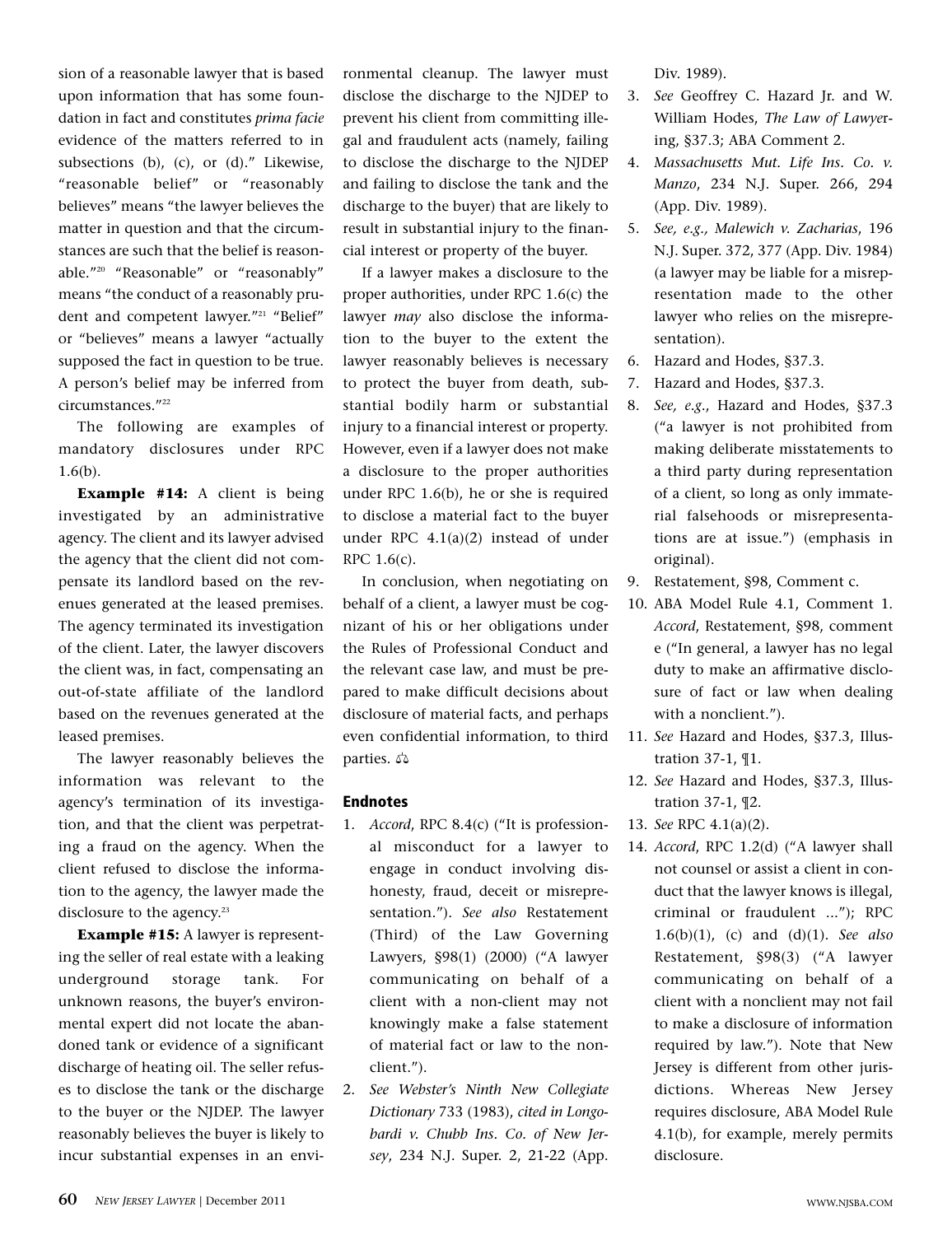sion of a reasonable lawyer that is based upon information that has some foundation in fact and constitutes *prima facie* evidence of the matters referred to in subsections (b), (c), or (d)." Likewise, "reasonable belief" or "reasonably believes" means "the lawyer believes the matter in question and that the circumstances are such that the belief is reasonable."[20] "Reasonable" or "reasonably" means "the conduct of a reasonably prudent and competent lawyer."[21] "Belief" or "believes" means a lawyer "actually supposed the fact in question to be true. A person's belief may be inferred from circumstances."[22]

The following are examples of mandatory disclosures under RPC 1.6(b).

**Example #14:** A client is being investigated by an administrative agency. The client and its lawyer advised the agency that the client did not compensate its landlord based on the revenues generated at the leased premises. The agency terminated its investigation of the client. Later, the lawyer discovers the client was, in fact, compensating an out-of-state affiliate of the landlord based on the revenues generated at the leased premises.

The lawyer reasonably believes the information was relevant to the agency's termination of its investigation, and that the client was perpetrating a fraud on the agency. When the client refused to disclose the information to the agency, the lawyer made the disclosure to the agency.[23]

**Example #15:** A lawyer is representing the seller of real estate with a leaking underground storage tank. For unknown reasons, the buyer's environmental expert did not locate the abandoned tank or evidence of a significant discharge of heating oil. The seller refuses to disclose the tank or the discharge to the buyer or the NJDEP. The lawyer reasonably believes the buyer is likely to incur substantial expenses in an environmental cleanup. The lawyer must disclose the discharge to the NJDEP to prevent his client from committing illegal and fraudulent acts (namely, failing to disclose the discharge to the NJDEP and failing to disclose the tank and the discharge to the buyer) that are likely to result in substantial injury to the financial interest or property of the buyer.

If a lawyer makes a disclosure to the proper authorities, under RPC 1.6(c) the lawyer *may* also disclose the information to the buyer to the extent the lawyer reasonably believes is necessary to protect the buyer from death, substantial bodily harm or substantial injury to a financial interest or property. However, even if a lawyer does not make a disclosure to the proper authorities under RPC 1.6(b), he or she is required to disclose a material fact to the buyer under RPC 4.1(a)(2) instead of under RPC 1.6(c).

In conclusion, when negotiating on behalf of a client, a lawyer must be cognizant of his or her obligations under the Rules of Professional Conduct and the relevant case law, and must be prepared to make difficult decisions about disclosure of material facts, and perhaps even confidential information, to third parties.

## Endnotes

1. *Accord*, RPC 8.4(c) ("It is professional misconduct for a lawyer to engage in conduct involving dishonesty, fraud, deceit or misrepresentation."). *See also* Restatement (Third) of the Law Governing Lawyers, §98(1) (2000) ("A lawyer communicating on behalf of a client with a non-client may not knowingly make a false statement of material fact or law to the non-client.").
2. *See Webster's Ninth New Collegiate Dictionary* 733 (1983), *cited in Longobardi v. Chubb Ins. Co. of New Jersey*, 234 N.J. Super. 2, 21-22 (App. Div. 1989).
3. *See* Geoffrey C. Hazard Jr. and W. William Hodes, *The Law of Lawyer*ing, §37.3; ABA Comment 2.
4. *Massachusetts Mut. Life Ins. Co. v. Manzo*, 234 N.J. Super. 266, 294 (App. Div. 1989).
5. *See, e.g., Malewich v. Zacharias*, 196 N.J. Super. 372, 377 (App. Div. 1984) (a lawyer may be liable for a misrepresentation made to the other lawyer who relies on the misrepresentation).
6. Hazard and Hodes, §37.3.
7. Hazard and Hodes, §37.3.
8. *See, e.g.*, Hazard and Hodes, §37.3 ("a lawyer is not prohibited from making deliberate misstatements to a third party during representation of a client, so long as only immaterial falsehoods or misrepresentations are at issue.") (emphasis in original).
9. Restatement, §98, Comment c.
10. ABA Model Rule 4.1, Comment 1. *Accord*, Restatement, §98, comment e ("In general, a lawyer has no legal duty to make an affirmative disclosure of fact or law when dealing with a nonclient.").
11. *See* Hazard and Hodes, §37.3, Illustration 37-1, ¶1.
12. *See* Hazard and Hodes, §37.3, Illustration 37-1, ¶2.
13. *See* RPC 4.1(a)(2).
14. *Accord*, RPC 1.2(d) ("A lawyer shall not counsel or assist a client in conduct that the lawyer knows is illegal, criminal or fraudulent ..."); RPC 1.6(b)(1), (c) and (d)(1). *See also* Restatement, §98(3) ("A lawyer communicating on behalf of a client with a nonclient may not fail to make a disclosure of information required by law."). Note that New Jersey is different from other jurisdictions. Whereas New Jersey requires disclosure, ABA Model Rule 4.1(b), for example, merely permits disclosure.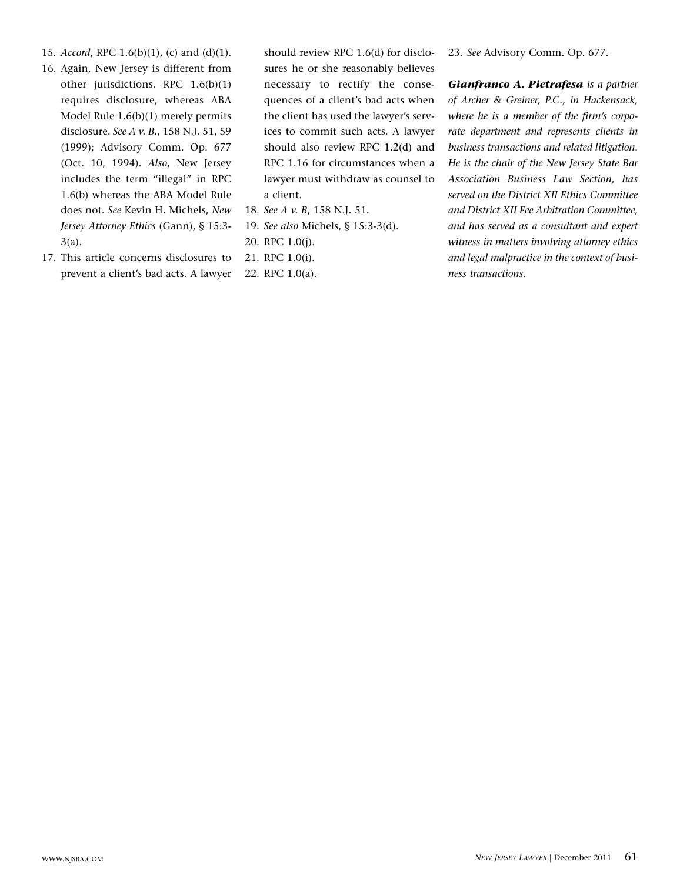15. *Accord*, RPC 1.6(b)(1), (c) and (d)(1).
16. Again, New Jersey is different from other jurisdictions. RPC 1.6(b)(1) requires disclosure, whereas ABA Model Rule 1.6(b)(1) merely permits disclosure. *See A v. B.*, 158 N.J. 51, 59 (1999); Advisory Comm. Op. 677 (Oct. 10, 1994). *Also*, New Jersey includes the term "illegal" in RPC 1.6(b) whereas the ABA Model Rule does not. *See* Kevin H. Michels, *New Jersey Attorney Ethics* (Gann), § 15:3-3(a).
17. This article concerns disclosures to prevent a client's bad acts. A lawyer should review RPC 1.6(d) for disclosures he or she reasonably believes necessary to rectify the consequences of a client's bad acts when the client has used the lawyer's services to commit such acts. A lawyer should also review RPC 1.2(d) and RPC 1.16 for circumstances when a lawyer must withdraw as counsel to a client.
18. *See A v. B*, 158 N.J. 51.
19. *See also* Michels, § 15:3-3(d).
20. RPC 1.0(j).
21. RPC 1.0(i).
22. RPC 1.0(a).
23. *See* Advisory Comm. Op. 677.

***Gianfranco A. Pietrafesa*** *is a partner of Archer & Greiner, P.C., in Hackensack, where he is a member of the firm's corporate department and represents clients in business transactions and related litigation. He is the chair of the New Jersey State Bar Association Business Law Section, has served on the District XII Ethics Committee and District XII Fee Arbitration Committee, and has served as a consultant and expert witness in matters involving attorney ethics and legal malpractice in the context of business transactions.*